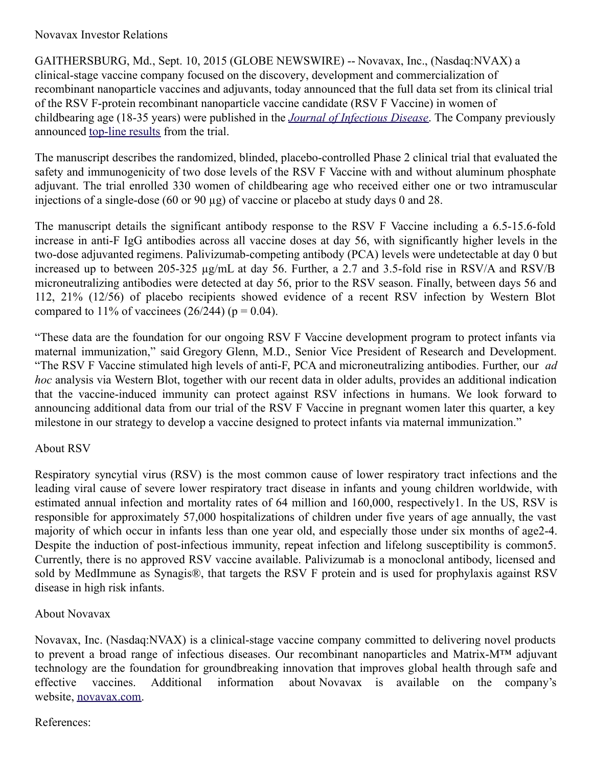Novavax Investor Relations

GAITHERSBURG, Md., Sept. 10, 2015 (GLOBE NEWSWIRE) -- Novavax, Inc., (Nasdaq:NVAX) a clinical-stage vaccine company focused on the discovery, development and commercialization of recombinant nanoparticle vaccines and adjuvants, today announced that the full data set from its clinical trial of the RSV F-protein recombinant nanoparticle vaccine candidate (RSV F Vaccine) in women of childbearing age (18-35 years) were published in the [*Journal of Infectious Disease*](). The Company previously announced [top-line results]() from the trial.

The manuscript describes the randomized, blinded, placebo-controlled Phase 2 clinical trial that evaluated the safety and immunogenicity of two dose levels of the RSV F Vaccine with and without aluminum phosphate adjuvant. The trial enrolled 330 women of childbearing age who received either one or two intramuscular injections of a single-dose (60 or 90 µg) of vaccine or placebo at study days 0 and 28.

The manuscript details the significant antibody response to the RSV F Vaccine including a 6.5-15.6-fold increase in anti-F IgG antibodies across all vaccine doses at day 56, with significantly higher levels in the two-dose adjuvanted regimens. Palivizumab-competing antibody (PCA) levels were undetectable at day 0 but increased up to between 205-325 µg/mL at day 56. Further, a 2.7 and 3.5-fold rise in RSV/A and RSV/B microneutralizing antibodies were detected at day 56, prior to the RSV season. Finally, between days 56 and 112, 21% (12/56) of placebo recipients showed evidence of a recent RSV infection by Western Blot compared to 11% of vaccinees (26/244) ($p = 0.04$).

"These data are the foundation for our ongoing RSV F Vaccine development program to protect infants via maternal immunization," said Gregory Glenn, M.D., Senior Vice President of Research and Development. "The RSV F Vaccine stimulated high levels of anti-F, PCA and microneutralizing antibodies. Further, our *ad hoc* analysis via Western Blot, together with our recent data in older adults, provides an additional indication that the vaccine-induced immunity can protect against RSV infections in humans. We look forward to announcing additional data from our trial of the RSV F Vaccine in pregnant women later this quarter, a key milestone in our strategy to develop a vaccine designed to protect infants via maternal immunization."

## About RSV

Respiratory syncytial virus (RSV) is the most common cause of lower respiratory tract infections and the leading viral cause of severe lower respiratory tract disease in infants and young children worldwide, with estimated annual infection and mortality rates of 64 million and 160,000, respectively[1]. In the US, RSV is responsible for approximately 57,000 hospitalizations of children under five years of age annually, the vast majority of which occur in infants less than one year old, and especially those under six months of age[2-4]. Despite the induction of post-infectious immunity, repeat infection and lifelong susceptibility is common[5]. Currently, there is no approved RSV vaccine available. Palivizumab is a monoclonal antibody, licensed and sold by MedImmune as Synagis®, that targets the RSV F protein and is used for prophylaxis against RSV disease in high risk infants.

## About Novavax

Novavax, Inc. (Nasdaq:NVAX) is a clinical-stage vaccine company committed to delivering novel products to prevent a broad range of infectious diseases. Our recombinant nanoparticles and Matrix-M™ adjuvant technology are the foundation for groundbreaking innovation that improves global health through safe and effective vaccines. Additional information about Novavax is available on the company's website, [novavax.com]().

References: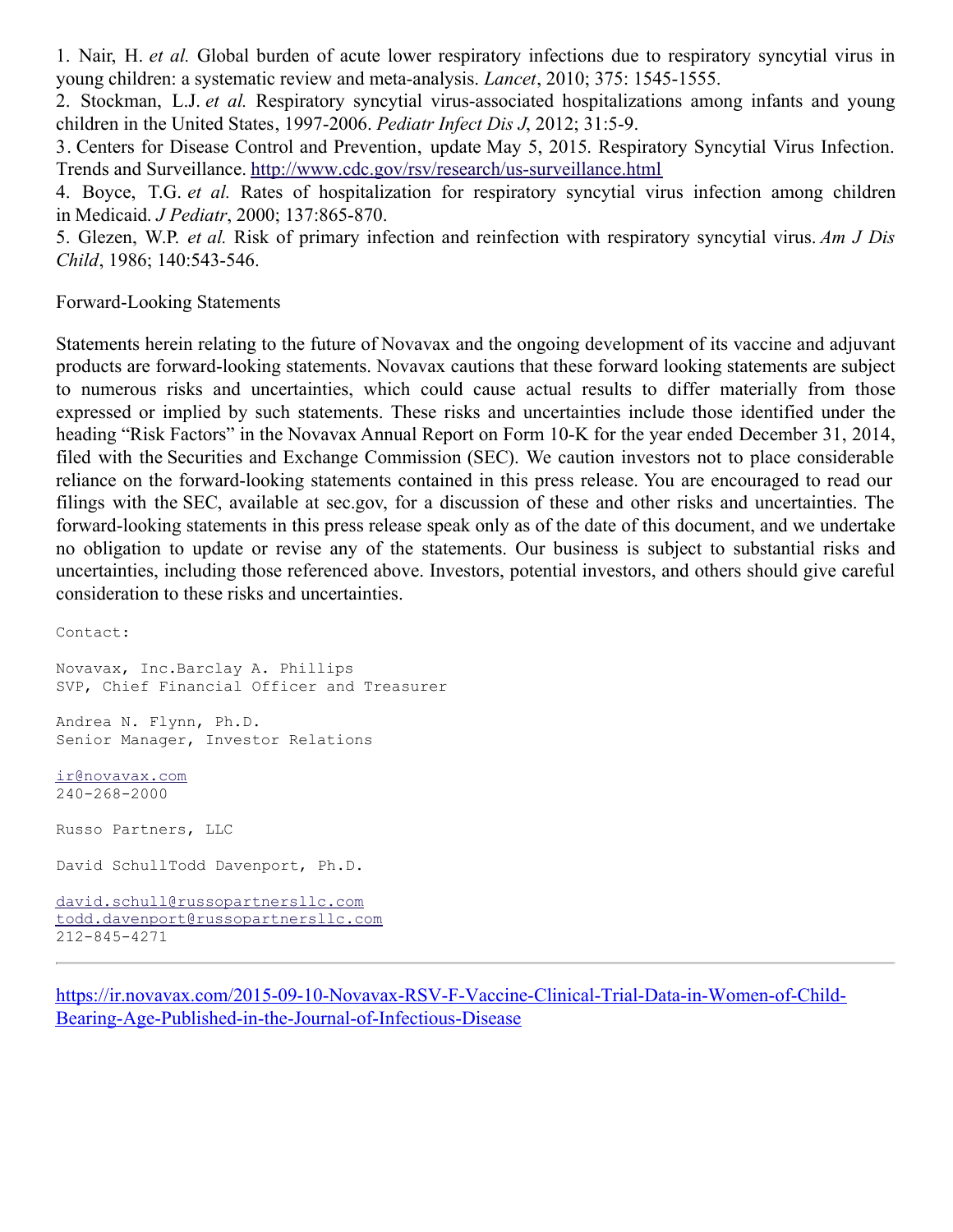1. Nair, H. *et al.* Global burden of acute lower respiratory infections due to respiratory syncytial virus in young children: a systematic review and meta-analysis. *Lancet*, 2010; 375: 1545-1555.
2. Stockman, L.J. *et al.* Respiratory syncytial virus-associated hospitalizations among infants and young children in the United States, 1997-2006. *Pediatr Infect Dis J*, 2012; 31:5-9.
3. Centers for Disease Control and Prevention, update May 5, 2015. Respiratory Syncytial Virus Infection. Trends and Surveillance. http://www.cdc.gov/rsv/research/us-surveillance.html
4. Boyce, T.G. *et al.* Rates of hospitalization for respiratory syncytial virus infection among children in Medicaid. *J Pediatr*, 2000; 137:865-870.
5. Glezen, W.P. *et al.* Risk of primary infection and reinfection with respiratory syncytial virus. *Am J Dis Child*, 1986; 140:543-546.

Forward-Looking Statements

Statements herein relating to the future of Novavax and the ongoing development of its vaccine and adjuvant products are forward-looking statements. Novavax cautions that these forward looking statements are subject to numerous risks and uncertainties, which could cause actual results to differ materially from those expressed or implied by such statements. These risks and uncertainties include those identified under the heading "Risk Factors" in the Novavax Annual Report on Form 10-K for the year ended December 31, 2014, filed with the Securities and Exchange Commission (SEC). We caution investors not to place considerable reliance on the forward-looking statements contained in this press release. You are encouraged to read our filings with the SEC, available at sec.gov, for a discussion of these and other risks and uncertainties. The forward-looking statements in this press release speak only as of the date of this document, and we undertake no obligation to update or revise any of the statements. Our business is subject to substantial risks and uncertainties, including those referenced above. Investors, potential investors, and others should give careful consideration to these risks and uncertainties.

Contact:

Novavax, Inc.Barclay A. Phillips
SVP, Chief Financial Officer and Treasurer

Andrea N. Flynn, Ph.D.
Senior Manager, Investor Relations

ir@novavax.com
240-268-2000

Russo Partners, LLC

David SchullTodd Davenport, Ph.D.

david.schull@russopartnersllc.com
todd.davenport@russopartnersllc.com
212-845-4271

---

https://ir.novavax.com/2015-09-10-Novavax-RSV-F-Vaccine-Clinical-Trial-Data-in-Women-of-Child-Bearing-Age-Published-in-the-Journal-of-Infectious-Disease